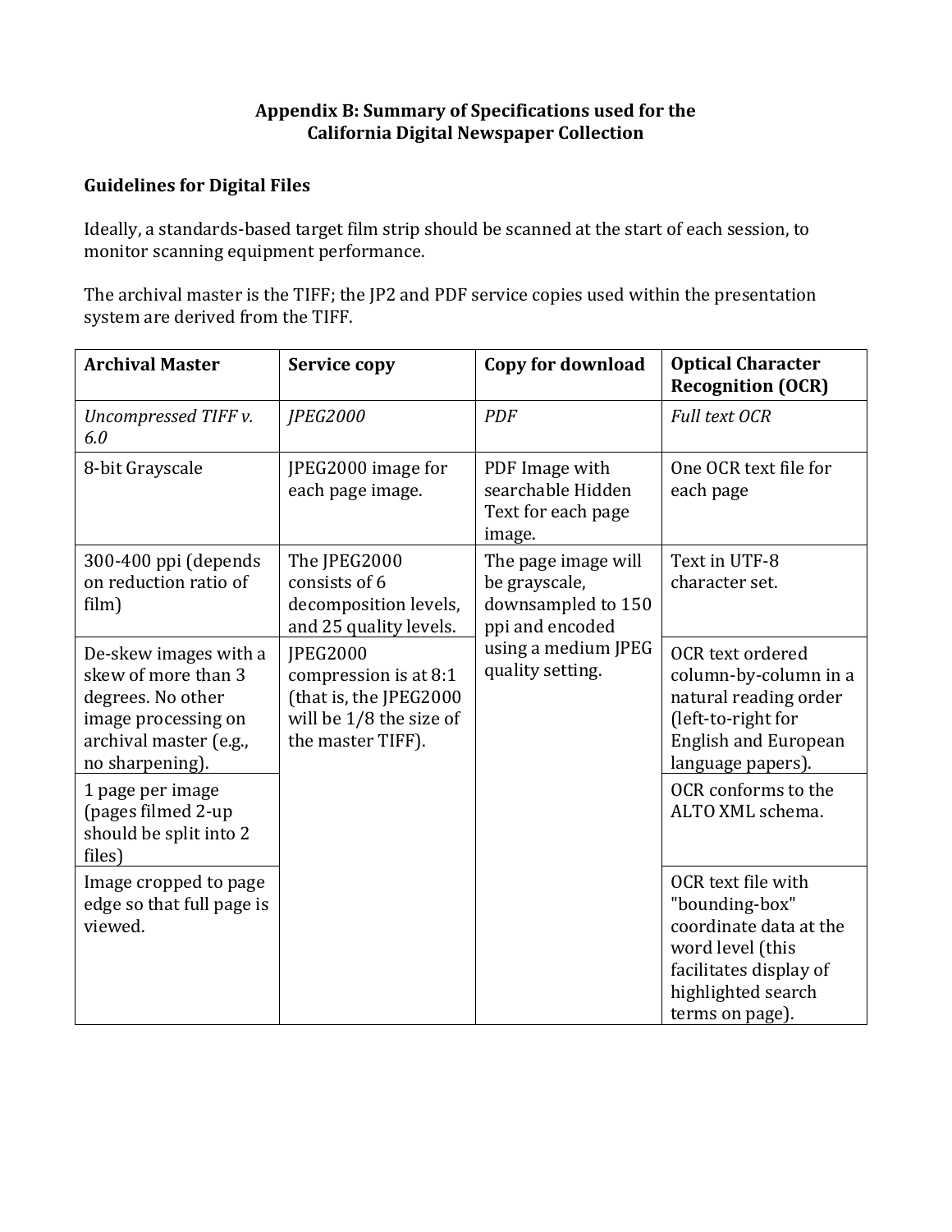**Appendix B: Summary of Specifications used for the California Digital Newspaper Collection**

**Guidelines for Digital Files**

Ideally, a standards-based target film strip should be scanned at the start of each session, to monitor scanning equipment performance.

The archival master is the TIFF; the JP2 and PDF service copies used within the presentation system are derived from the TIFF.

| Archival Master | Service copy | Copy for download | Optical Character Recognition (OCR) |
|---|---|---|---|
| *Uncompressed TIFF v. 6.0* | *JPEG2000* | *PDF* | *Full text OCR* |
| 8-bit Grayscale | JPEG2000 image for each page image. | PDF Image with searchable Hidden Text for each page image. | One OCR text file for each page |
| 300-400 ppi (depends on reduction ratio of film) | The JPEG2000 consists of 6 decomposition levels, and 25 quality levels. | The page image will be grayscale, downsampled to 150 ppi and encoded using a medium JPEG quality setting. | Text in UTF-8 character set. |
| De-skew images with a skew of more than 3 degrees. No other image processing on archival master (e.g., no sharpening). | JPEG2000 compression is at 8:1 (that is, the JPEG2000 will be 1/8 the size of the master TIFF). | | OCR text ordered column-by-column in a natural reading order (left-to-right for English and European language papers). |
| 1 page per image (pages filmed 2-up should be split into 2 files) | | | OCR conforms to the ALTO XML schema. |
| Image cropped to page edge so that full page is viewed. | | | OCR text file with "bounding-box" coordinate data at the word level (this facilitates display of highlighted search terms on page). |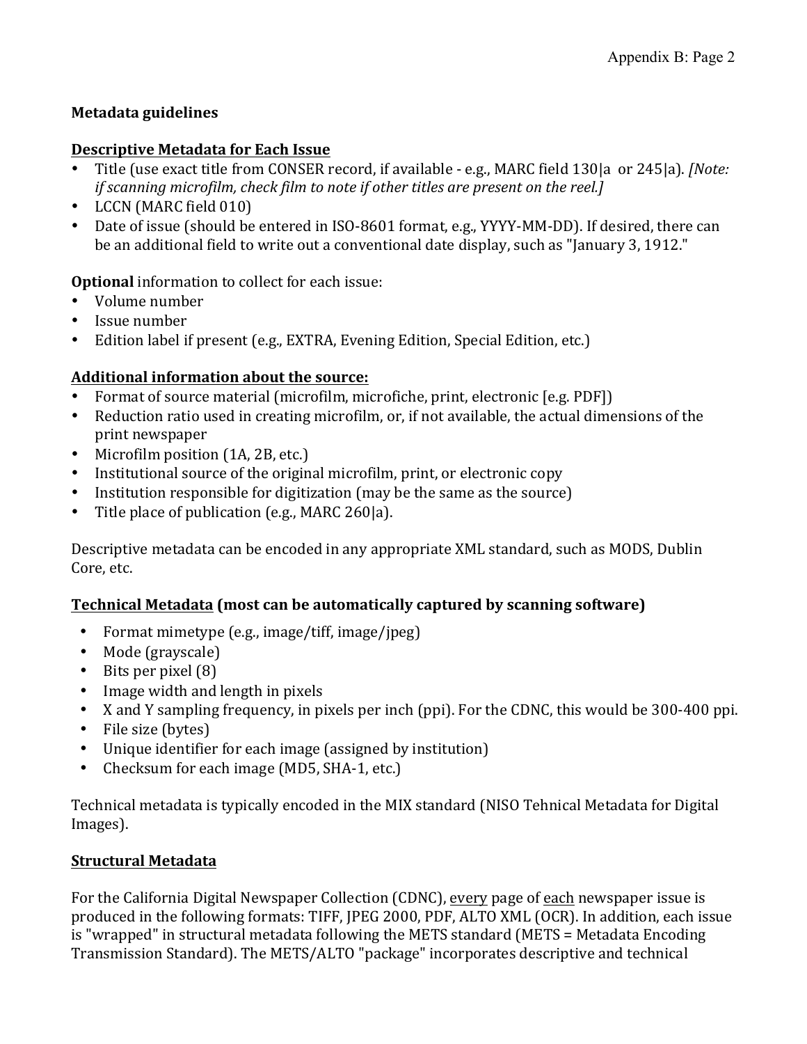**Metadata guidelines**

**<u>Descriptive Metadata for Each Issue</u>**

- Title (use exact title from CONSER record, if available - e.g., MARC field 130|a or 245|a). *[Note: if scanning microfilm, check film to note if other titles are present on the reel.]*
- LCCN (MARC field 010)
- Date of issue (should be entered in ISO-8601 format, e.g., YYYY-MM-DD). If desired, there can be an additional field to write out a conventional date display, such as "January 3, 1912."

**Optional** information to collect for each issue:

- Volume number
- Issue number
- Edition label if present (e.g., EXTRA, Evening Edition, Special Edition, etc.)

**<u>Additional information about the source:</u>**

- Format of source material (microfilm, microfiche, print, electronic [e.g. PDF])
- Reduction ratio used in creating microfilm, or, if not available, the actual dimensions of the print newspaper
- Microfilm position (1A, 2B, etc.)
- Institutional source of the original microfilm, print, or electronic copy
- Institution responsible for digitization (may be the same as the source)
- Title place of publication (e.g., MARC 260|a).

Descriptive metadata can be encoded in any appropriate XML standard, such as MODS, Dublin Core, etc.

**<u>Technical Metadata</u> (most can be automatically captured by scanning software)**

- Format mimetype (e.g., image/tiff, image/jpeg)
- Mode (grayscale)
- Bits per pixel (8)
- Image width and length in pixels
- X and Y sampling frequency, in pixels per inch (ppi). For the CDNC, this would be 300-400 ppi.
- File size (bytes)
- Unique identifier for each image (assigned by institution)
- Checksum for each image (MD5, SHA-1, etc.)

Technical metadata is typically encoded in the MIX standard (NISO Tehnical Metadata for Digital Images).

**<u>Structural Metadata</u>**

For the California Digital Newspaper Collection (CDNC), <u>every</u> page of <u>each</u> newspaper issue is produced in the following formats: TIFF, JPEG 2000, PDF, ALTO XML (OCR). In addition, each issue is "wrapped" in structural metadata following the METS standard (METS = Metadata Encoding Transmission Standard). The METS/ALTO "package" incorporates descriptive and technical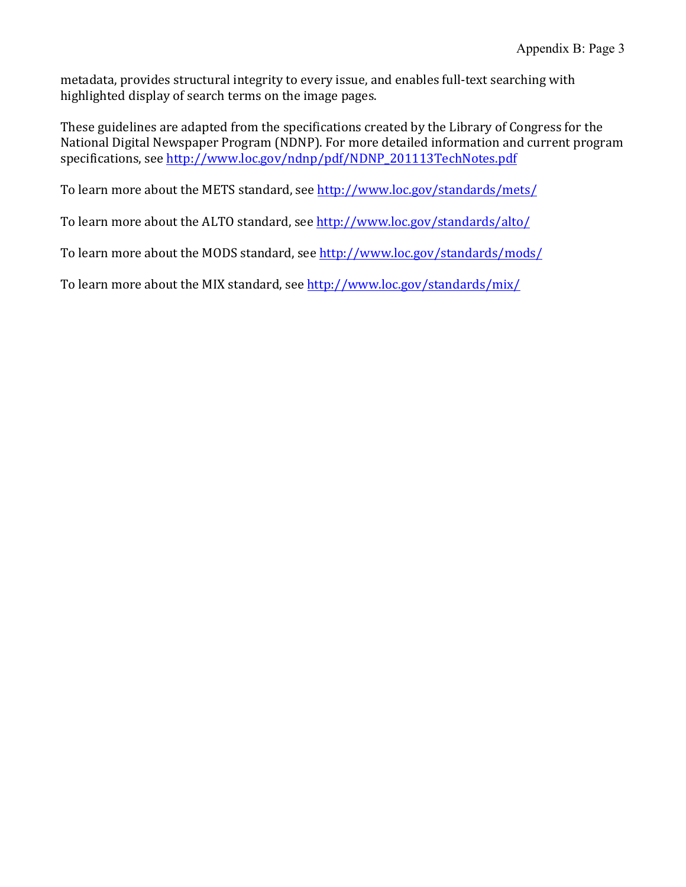metadata, provides structural integrity to every issue, and enables full-text searching with highlighted display of search terms on the image pages.

These guidelines are adapted from the specifications created by the Library of Congress for the National Digital Newspaper Program (NDNP). For more detailed information and current program specifications, see http://www.loc.gov/ndnp/pdf/NDNP_201113TechNotes.pdf

To learn more about the METS standard, see http://www.loc.gov/standards/mets/

To learn more about the ALTO standard, see http://www.loc.gov/standards/alto/

To learn more about the MODS standard, see http://www.loc.gov/standards/mods/

To learn more about the MIX standard, see http://www.loc.gov/standards/mix/